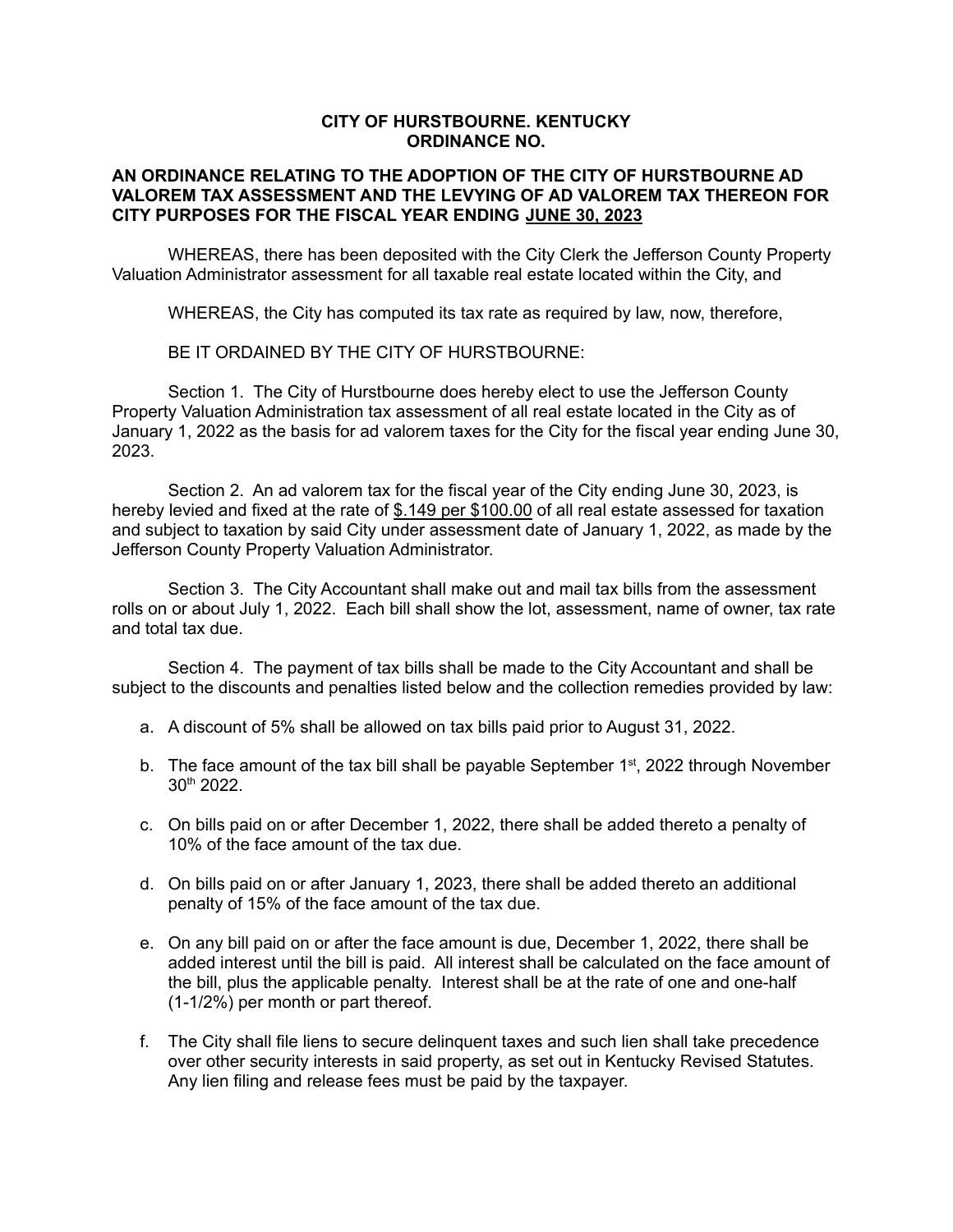**CITY OF HURSTBOURNE. KENTUCKY**
**ORDINANCE NO.**

**AN ORDINANCE RELATING TO THE ADOPTION OF THE CITY OF HURSTBOURNE AD VALOREM TAX ASSESSMENT AND THE LEVYING OF AD VALOREM TAX THEREON FOR CITY PURPOSES FOR THE FISCAL YEAR ENDING <u>JUNE 30, 2023</u>**

WHEREAS, there has been deposited with the City Clerk the Jefferson County Property Valuation Administrator assessment for all taxable real estate located within the City, and

WHEREAS, the City has computed its tax rate as required by law, now, therefore,

BE IT ORDAINED BY THE CITY OF HURSTBOURNE:

Section 1. The City of Hurstbourne does hereby elect to use the Jefferson County Property Valuation Administration tax assessment of all real estate located in the City as of January 1, 2022 as the basis for ad valorem taxes for the City for the fiscal year ending June 30, 2023.

Section 2. An ad valorem tax for the fiscal year of the City ending June 30, 2023, is hereby levied and fixed at the rate of <u>$.149 per $100.00</u> of all real estate assessed for taxation and subject to taxation by said City under assessment date of January 1, 2022, as made by the Jefferson County Property Valuation Administrator.

Section 3. The City Accountant shall make out and mail tax bills from the assessment rolls on or about July 1, 2022. Each bill shall show the lot, assessment, name of owner, tax rate and total tax due.

Section 4. The payment of tax bills shall be made to the City Accountant and shall be subject to the discounts and penalties listed below and the collection remedies provided by law:

a. A discount of 5% shall be allowed on tax bills paid prior to August 31, 2022.

b. The face amount of the tax bill shall be payable September 1st, 2022 through November 30th 2022.

c. On bills paid on or after December 1, 2022, there shall be added thereto a penalty of 10% of the face amount of the tax due.

d. On bills paid on or after January 1, 2023, there shall be added thereto an additional penalty of 15% of the face amount of the tax due.

e. On any bill paid on or after the face amount is due, December 1, 2022, there shall be added interest until the bill is paid. All interest shall be calculated on the face amount of the bill, plus the applicable penalty. Interest shall be at the rate of one and one-half (1-1/2%) per month or part thereof.

f. The City shall file liens to secure delinquent taxes and such lien shall take precedence over other security interests in said property, as set out in Kentucky Revised Statutes. Any lien filing and release fees must be paid by the taxpayer.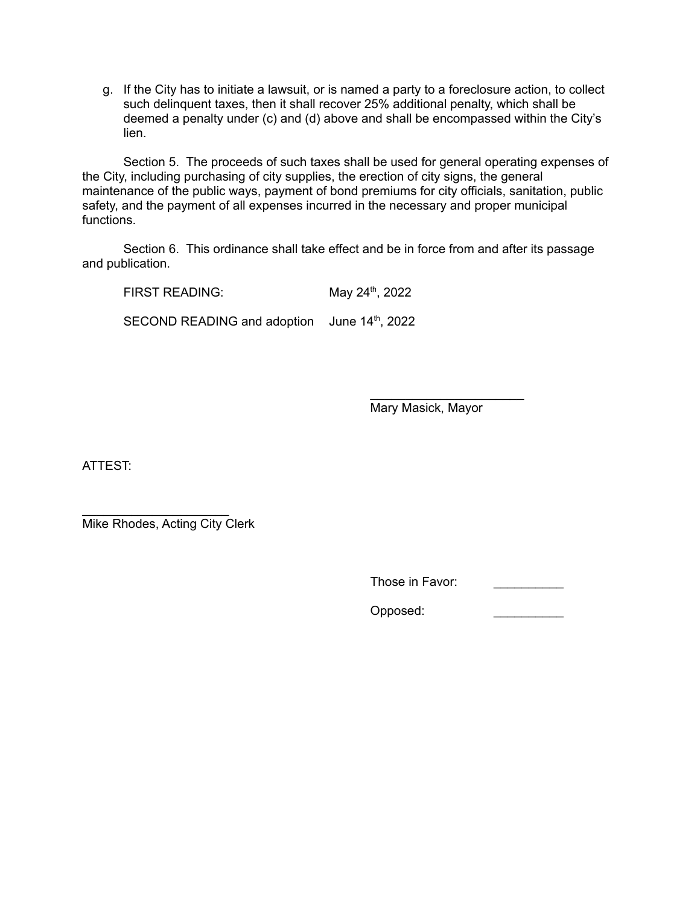g. If the City has to initiate a lawsuit, or is named a party to a foreclosure action, to collect such delinquent taxes, then it shall recover 25% additional penalty, which shall be deemed a penalty under (c) and (d) above and shall be encompassed within the City's lien.

Section 5. The proceeds of such taxes shall be used for general operating expenses of the City, including purchasing of city supplies, the erection of city signs, the general maintenance of the public ways, payment of bond premiums for city officials, sanitation, public safety, and the payment of all expenses incurred in the necessary and proper municipal functions.

Section 6. This ordinance shall take effect and be in force from and after its passage and publication.

FIRST READING: May 24th, 2022

SECOND READING and adoption June 14th, 2022

______________________
Mary Masick, Mayor

ATTEST:

______________________
Mike Rhodes, Acting City Clerk

Those in Favor: __________

Opposed: __________